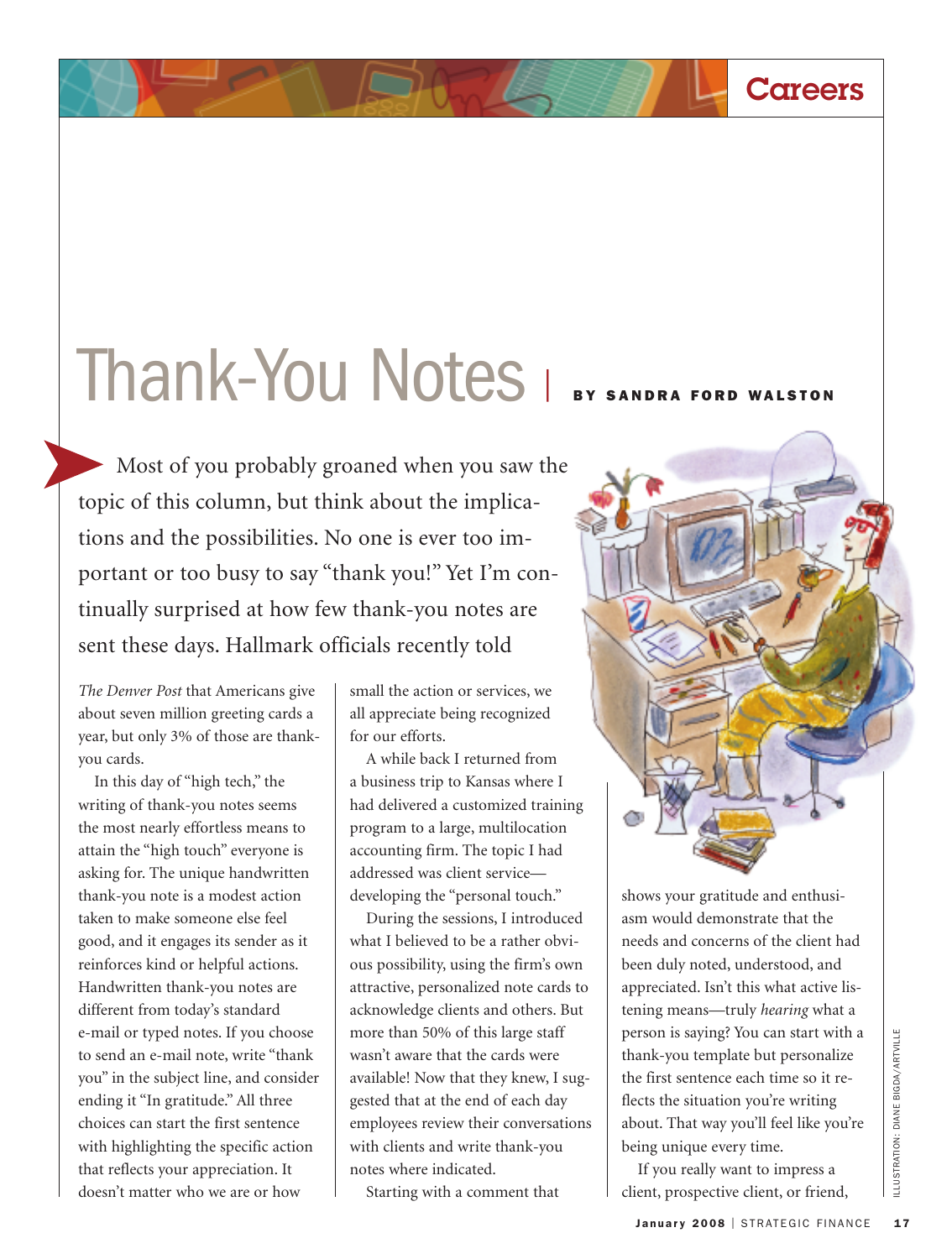# Thank-You Notes

**BY SANDRA FORD WALSTON**

Most of you probably groaned when you saw the topic of this column, but think about the implications and the possibilities. No one is ever too important or too busy to say "thank you!" Yet I'm continually surprised at how few thank-you notes are sent these days. Hallmark officials recently told *The Denver Post* that Americans give about seven million greeting cards a year, but only 3% of those are thank-you cards.

In this day of "high tech," the writing of thank-you notes seems the most nearly effortless means to attain the "high touch" everyone is asking for. The unique handwritten thank-you note is a modest action taken to make someone else feel good, and it engages its sender as it reinforces kind or helpful actions. Handwritten thank-you notes are different from today's standard e-mail or typed notes. If you choose to send an e-mail note, write "thank you" in the subject line, and consider ending it "In gratitude." All three choices can start the first sentence with highlighting the specific action that reflects your appreciation. It doesn't matter who we are or how small the action or services, we all appreciate being recognized for our efforts.

A while back I returned from a business trip to Kansas where I had delivered a customized training program to a large, multilocation accounting firm. The topic I had addressed was client service—developing the "personal touch."

During the sessions, I introduced what I believed to be a rather obvious possibility, using the firm's own attractive, personalized note cards to acknowledge clients and others. But more than 50% of this large staff wasn't aware that the cards were available! Now that they knew, I suggested that at the end of each day employees review their conversations with clients and write thank-you notes where indicated.

Starting with a comment that shows your gratitude and enthusiasm would demonstrate that the needs and concerns of the client had been duly noted, understood, and appreciated. Isn't this what active listening means—truly *hearing* what a person is saying? You can start with a thank-you template but personalize the first sentence each time so it reflects the situation you're writing about. That way you'll feel like you're being unique every time.

If you really want to impress a client, prospective client, or friend,

ILLUSTRATION: DIANE BIGDA/ARTVILLE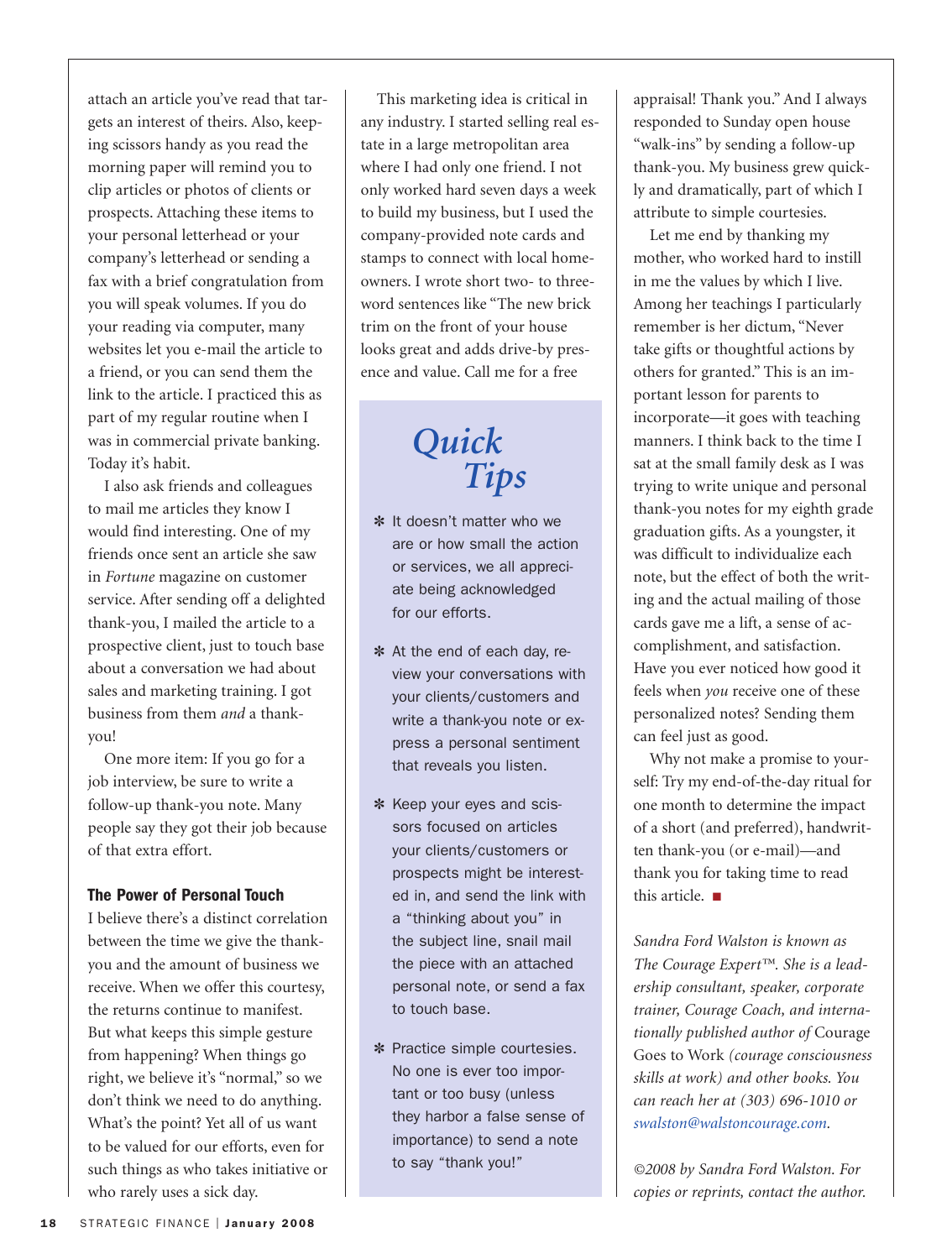attach an article you've read that targets an interest of theirs. Also, keeping scissors handy as you read the morning paper will remind you to clip articles or photos of clients or prospects. Attaching these items to your personal letterhead or your company's letterhead or sending a fax with a brief congratulation from you will speak volumes. If you do your reading via computer, many websites let you e-mail the article to a friend, or you can send them the link to the article. I practiced this as part of my regular routine when I was in commercial private banking. Today it's habit.

I also ask friends and colleagues to mail me articles they know I would find interesting. One of my friends once sent an article she saw in *Fortune* magazine on customer service. After sending off a delighted thank-you, I mailed the article to a prospective client, just to touch base about a conversation we had about sales and marketing training. I got business from them *and* a thank-you!

One more item: If you go for a job interview, be sure to write a follow-up thank-you note. Many people say they got their job because of that extra effort.

### The Power of Personal Touch

I believe there's a distinct correlation between the time we give the thank-you and the amount of business we receive. When we offer this courtesy, the returns continue to manifest. But what keeps this simple gesture from happening? When things go right, we believe it's "normal," so we don't think we need to do anything. What's the point? Yet all of us want to be valued for our efforts, even for such things as who takes initiative or who rarely uses a sick day.

This marketing idea is critical in any industry. I started selling real estate in a large metropolitan area where I had only one friend. I not only worked hard seven days a week to build my business, but I used the company-provided note cards and stamps to connect with local homeowners. I wrote short two- to three-word sentences like "The new brick trim on the front of your house looks great and adds drive-by presence and value. Call me for a free appraisal! Thank you." And I always responded to Sunday open house "walk-ins" by sending a follow-up thank-you. My business grew quickly and dramatically, part of which I attribute to simple courtesies.

Let me end by thanking my mother, who worked hard to instill in me the values by which I live. Among her teachings I particularly remember is her dictum, "Never take gifts or thoughtful actions by others for granted." This is an important lesson for parents to incorporate—it goes with teaching manners. I think back to the time I sat at the small family desk as I was trying to write unique and personal thank-you notes for my eighth grade graduation gifts. As a youngster, it was difficult to individualize each note, but the effect of both the writing and the actual mailing of those cards gave me a lift, a sense of accomplishment, and satisfaction. Have you ever noticed how good it feels when *you* receive one of these personalized notes? Sending them can feel just as good.

Why not make a promise to yourself: Try my end-of-the-day ritual for one month to determine the impact of a short (and preferred), handwritten thank-you (or e-mail)—and thank you for taking time to read this article. ■

## *Quick Tips*

* It doesn't matter who we are or how small the action or services, we all appreciate being acknowledged for our efforts.
* At the end of each day, review your conversations with your clients/customers and write a thank-you note or express a personal sentiment that reveals you listen.
* Keep your eyes and scissors focused on articles your clients/customers or prospects might be interested in, and send the link with a "thinking about you" in the subject line, snail mail the piece with an attached personal note, or send a fax to touch base.
* Practice simple courtesies. No one is ever too important or too busy (unless they harbor a false sense of importance) to send a note to say "thank you!"

*Sandra Ford Walston is known as The Courage Expert™. She is a leadership consultant, speaker, corporate trainer, Courage Coach, and internationally published author of* Courage Goes to Work *(courage consciousness skills at work) and other books. You can reach her at (303) 696-1010 or swalston@walstoncourage.com.*

*©2008 by Sandra Ford Walston. For copies or reprints, contact the author.*